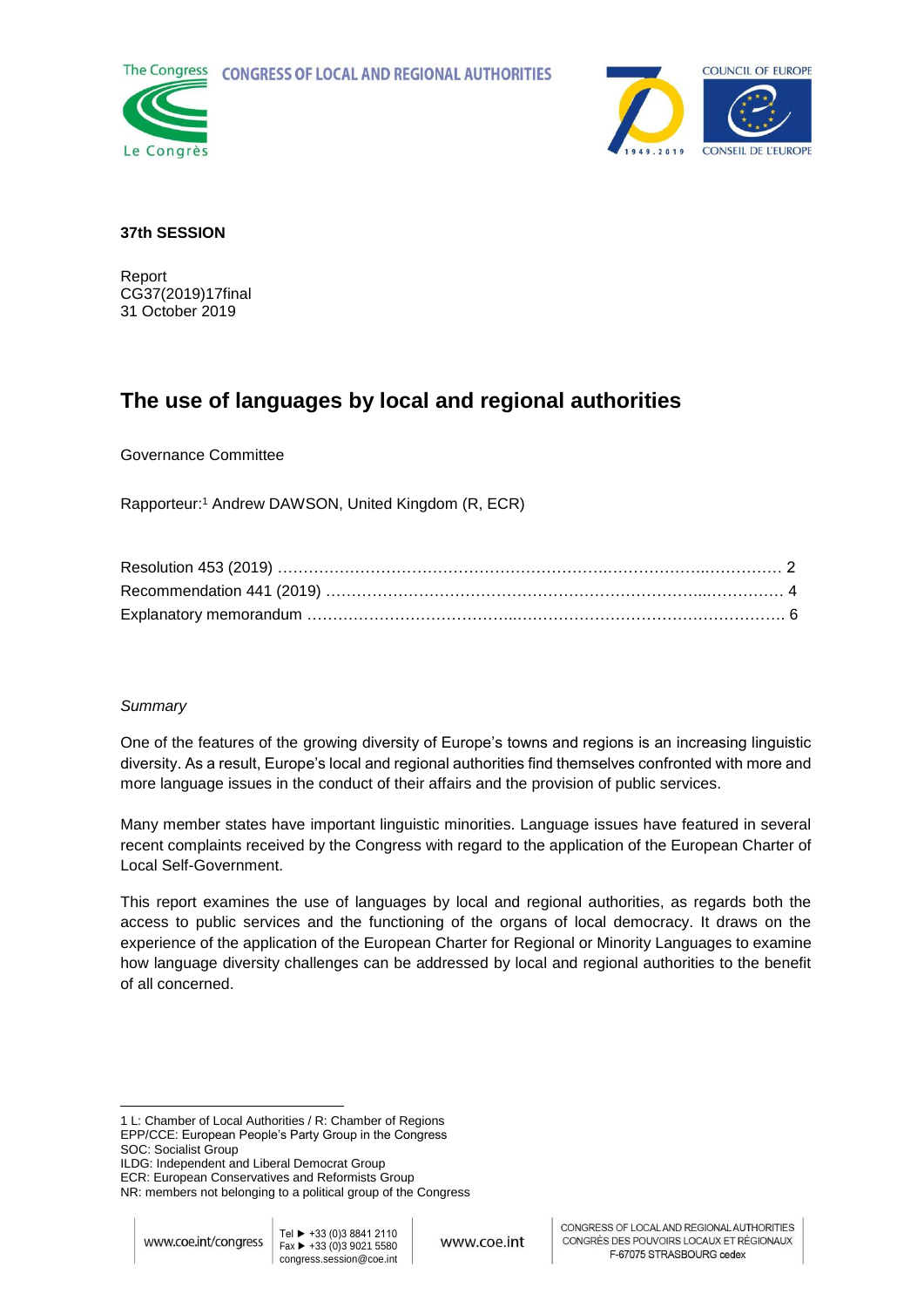CONGRESS OF LOCAL AND REGIONAL AUTHORITIES

**37th SESSION**

Report
CG37(2019)17final
31 October 2019

# The use of languages by local and regional authorities

Governance Committee

Rapporteur:[1] Andrew DAWSON, United Kingdom (R, ECR)

| | |
|---|---|
| Resolution 453 (2019) | 2 |
| Recommendation 441 (2019) | 4 |
| Explanatory memorandum | 6 |

*Summary*

One of the features of the growing diversity of Europe's towns and regions is an increasing linguistic diversity. As a result, Europe's local and regional authorities find themselves confronted with more and more language issues in the conduct of their affairs and the provision of public services.

Many member states have important linguistic minorities. Language issues have featured in several recent complaints received by the Congress with regard to the application of the European Charter of Local Self-Government.

This report examines the use of languages by local and regional authorities, as regards both the access to public services and the functioning of the organs of local democracy. It draws on the experience of the application of the European Charter for Regional or Minority Languages to examine how language diversity challenges can be addressed by local and regional authorities to the benefit of all concerned.

---

1 L: Chamber of Local Authorities / R: Chamber of Regions
EPP/CCE: European People's Party Group in the Congress
SOC: Socialist Group
ILDG: Independent and Liberal Democrat Group
ECR: European Conservatives and Reformists Group
NR: members not belonging to a political group of the Congress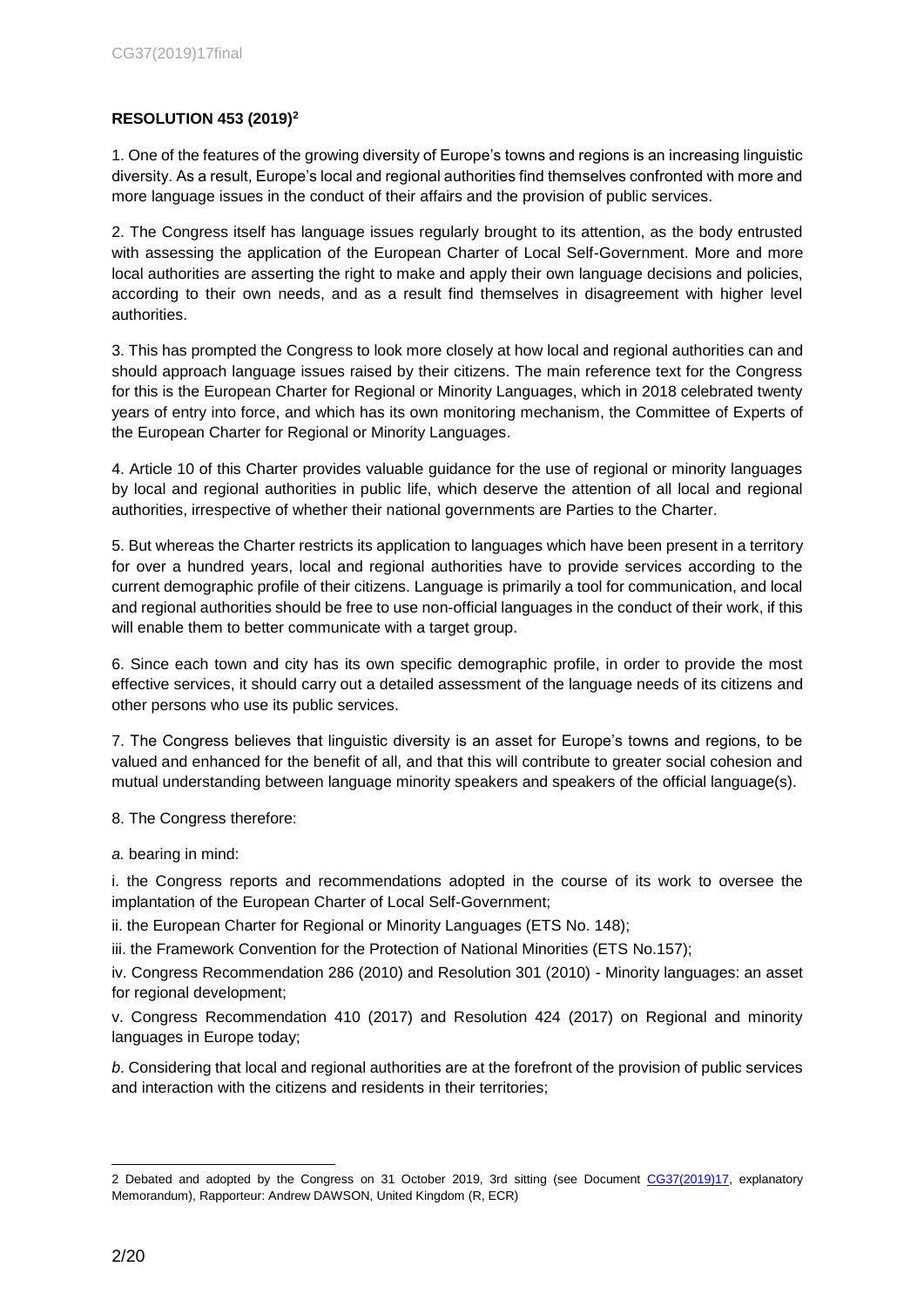**RESOLUTION 453 (2019)[2]**

1. One of the features of the growing diversity of Europe's towns and regions is an increasing linguistic diversity. As a result, Europe's local and regional authorities find themselves confronted with more and more language issues in the conduct of their affairs and the provision of public services.

2. The Congress itself has language issues regularly brought to its attention, as the body entrusted with assessing the application of the European Charter of Local Self-Government. More and more local authorities are asserting the right to make and apply their own language decisions and policies, according to their own needs, and as a result find themselves in disagreement with higher level authorities.

3. This has prompted the Congress to look more closely at how local and regional authorities can and should approach language issues raised by their citizens. The main reference text for the Congress for this is the European Charter for Regional or Minority Languages, which in 2018 celebrated twenty years of entry into force, and which has its own monitoring mechanism, the Committee of Experts of the European Charter for Regional or Minority Languages.

4. Article 10 of this Charter provides valuable guidance for the use of regional or minority languages by local and regional authorities in public life, which deserve the attention of all local and regional authorities, irrespective of whether their national governments are Parties to the Charter.

5. But whereas the Charter restricts its application to languages which have been present in a territory for over a hundred years, local and regional authorities have to provide services according to the current demographic profile of their citizens. Language is primarily a tool for communication, and local and regional authorities should be free to use non-official languages in the conduct of their work, if this will enable them to better communicate with a target group.

6. Since each town and city has its own specific demographic profile, in order to provide the most effective services, it should carry out a detailed assessment of the language needs of its citizens and other persons who use its public services.

7. The Congress believes that linguistic diversity is an asset for Europe's towns and regions, to be valued and enhanced for the benefit of all, and that this will contribute to greater social cohesion and mutual understanding between language minority speakers and speakers of the official language(s).

8. The Congress therefore:

*a.* bearing in mind:

i. the Congress reports and recommendations adopted in the course of its work to oversee the implantation of the European Charter of Local Self-Government;

ii. the European Charter for Regional or Minority Languages (ETS No. 148);

iii. the Framework Convention for the Protection of National Minorities (ETS No.157);

iv. Congress Recommendation 286 (2010) and Resolution 301 (2010) - Minority languages: an asset for regional development;

v. Congress Recommendation 410 (2017) and Resolution 424 (2017) on Regional and minority languages in Europe today;

*b*. Considering that local and regional authorities are at the forefront of the provision of public services and interaction with the citizens and residents in their territories;

---

2 Debated and adopted by the Congress on 31 October 2019, 3rd sitting (see Document CG37(2019)17, explanatory Memorandum), Rapporteur: Andrew DAWSON, United Kingdom (R, ECR)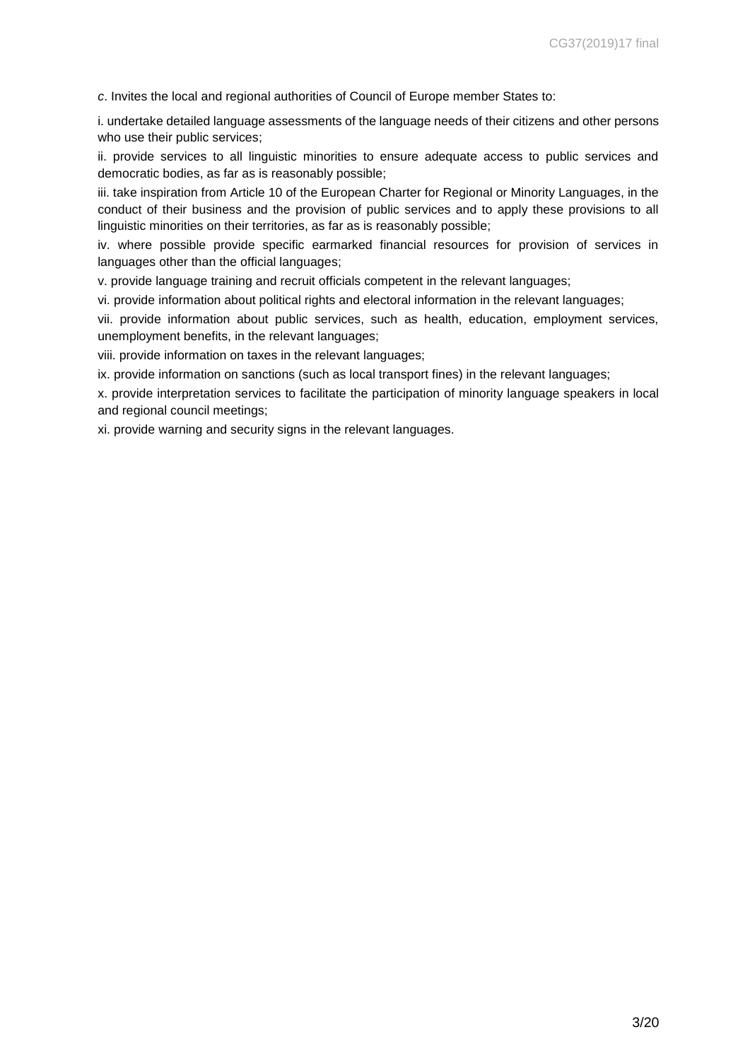*c*. Invites the local and regional authorities of Council of Europe member States to:

i. undertake detailed language assessments of the language needs of their citizens and other persons who use their public services;

ii. provide services to all linguistic minorities to ensure adequate access to public services and democratic bodies, as far as is reasonably possible;

iii. take inspiration from Article 10 of the European Charter for Regional or Minority Languages, in the conduct of their business and the provision of public services and to apply these provisions to all linguistic minorities on their territories, as far as is reasonably possible;

iv. where possible provide specific earmarked financial resources for provision of services in languages other than the official languages;

v. provide language training and recruit officials competent in the relevant languages;

vi. provide information about political rights and electoral information in the relevant languages;

vii. provide information about public services, such as health, education, employment services, unemployment benefits, in the relevant languages;

viii. provide information on taxes in the relevant languages;

ix. provide information on sanctions (such as local transport fines) in the relevant languages;

x. provide interpretation services to facilitate the participation of minority language speakers in local and regional council meetings;

xi. provide warning and security signs in the relevant languages.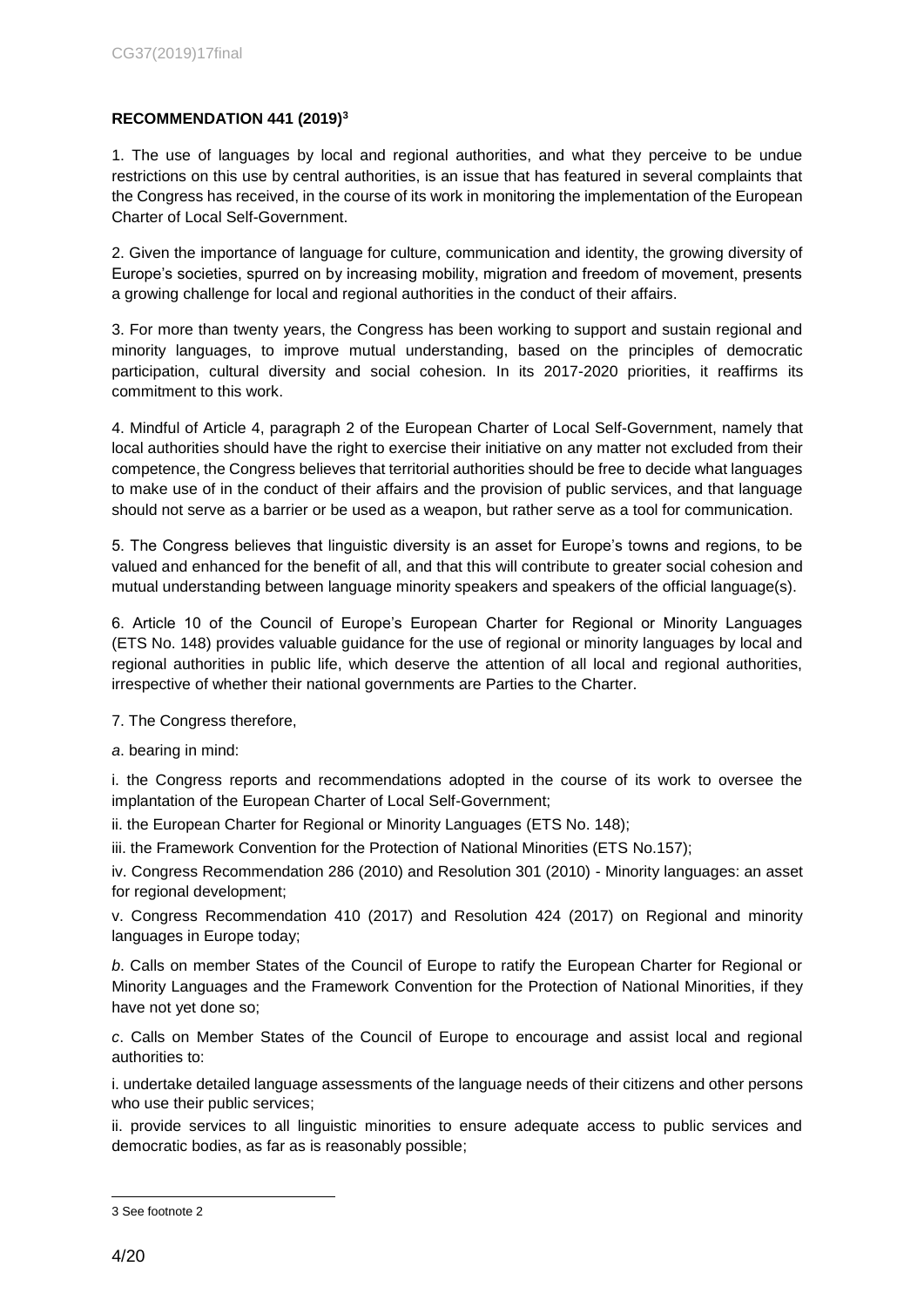**RECOMMENDATION 441 (2019)[3]**

1. The use of languages by local and regional authorities, and what they perceive to be undue restrictions on this use by central authorities, is an issue that has featured in several complaints that the Congress has received, in the course of its work in monitoring the implementation of the European Charter of Local Self-Government.

2. Given the importance of language for culture, communication and identity, the growing diversity of Europe's societies, spurred on by increasing mobility, migration and freedom of movement, presents a growing challenge for local and regional authorities in the conduct of their affairs.

3. For more than twenty years, the Congress has been working to support and sustain regional and minority languages, to improve mutual understanding, based on the principles of democratic participation, cultural diversity and social cohesion. In its 2017-2020 priorities, it reaffirms its commitment to this work.

4. Mindful of Article 4, paragraph 2 of the European Charter of Local Self-Government, namely that local authorities should have the right to exercise their initiative on any matter not excluded from their competence, the Congress believes that territorial authorities should be free to decide what languages to make use of in the conduct of their affairs and the provision of public services, and that language should not serve as a barrier or be used as a weapon, but rather serve as a tool for communication.

5. The Congress believes that linguistic diversity is an asset for Europe's towns and regions, to be valued and enhanced for the benefit of all, and that this will contribute to greater social cohesion and mutual understanding between language minority speakers and speakers of the official language(s).

6. Article 10 of the Council of Europe's European Charter for Regional or Minority Languages (ETS No. 148) provides valuable guidance for the use of regional or minority languages by local and regional authorities in public life, which deserve the attention of all local and regional authorities, irrespective of whether their national governments are Parties to the Charter.

7. The Congress therefore,

*a*. bearing in mind:

i. the Congress reports and recommendations adopted in the course of its work to oversee the implantation of the European Charter of Local Self-Government;

ii. the European Charter for Regional or Minority Languages (ETS No. 148);

iii. the Framework Convention for the Protection of National Minorities (ETS No.157);

iv. Congress Recommendation 286 (2010) and Resolution 301 (2010) - Minority languages: an asset for regional development;

v. Congress Recommendation 410 (2017) and Resolution 424 (2017) on Regional and minority languages in Europe today;

*b*. Calls on member States of the Council of Europe to ratify the European Charter for Regional or Minority Languages and the Framework Convention for the Protection of National Minorities, if they have not yet done so;

*c*. Calls on Member States of the Council of Europe to encourage and assist local and regional authorities to:

i. undertake detailed language assessments of the language needs of their citizens and other persons who use their public services;

ii. provide services to all linguistic minorities to ensure adequate access to public services and democratic bodies, as far as is reasonably possible;

---

3 See footnote 2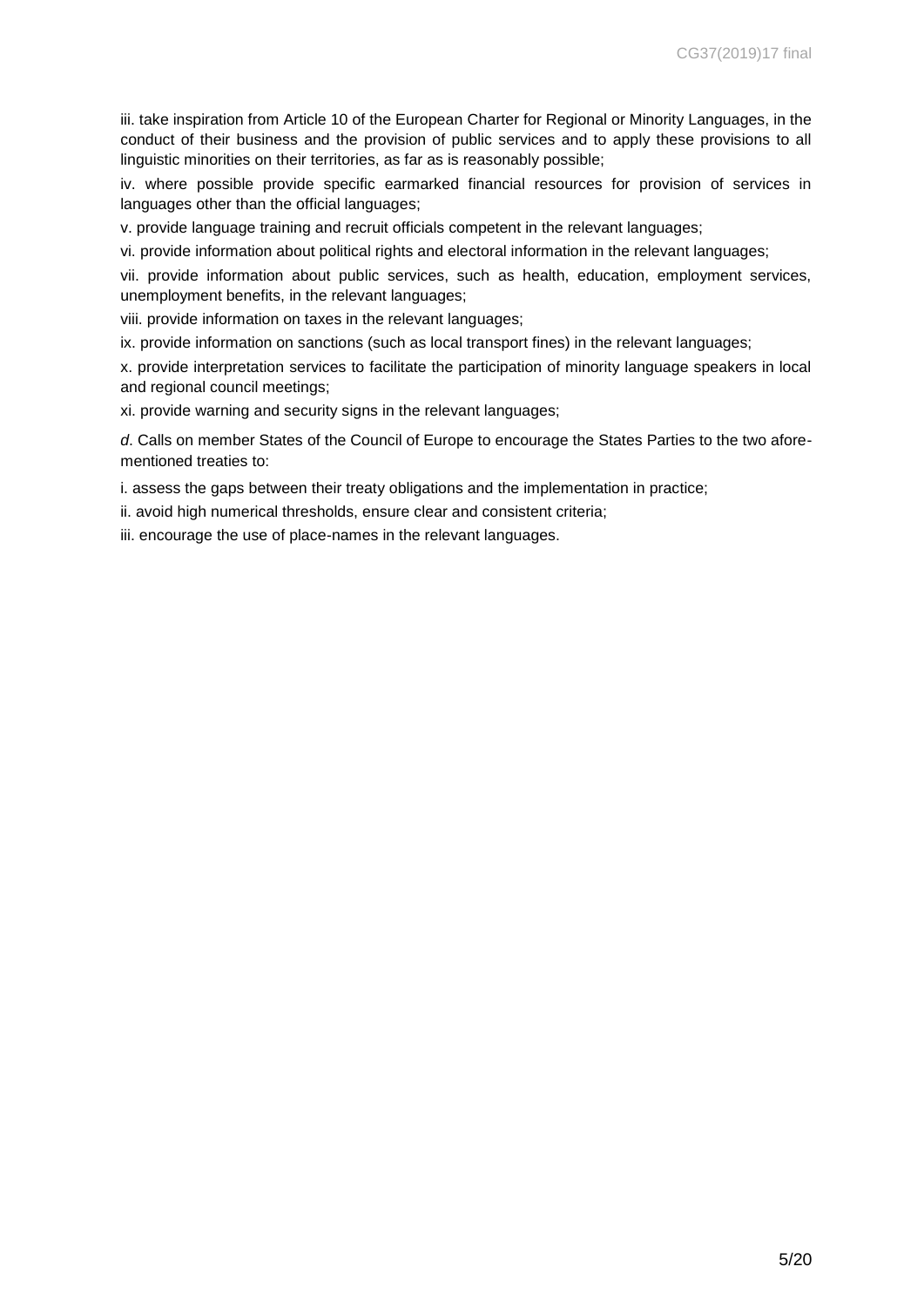iii. take inspiration from Article 10 of the European Charter for Regional or Minority Languages, in the conduct of their business and the provision of public services and to apply these provisions to all linguistic minorities on their territories, as far as is reasonably possible;

iv. where possible provide specific earmarked financial resources for provision of services in languages other than the official languages;

v. provide language training and recruit officials competent in the relevant languages;

vi. provide information about political rights and electoral information in the relevant languages;

vii. provide information about public services, such as health, education, employment services, unemployment benefits, in the relevant languages;

viii. provide information on taxes in the relevant languages;

ix. provide information on sanctions (such as local transport fines) in the relevant languages;

x. provide interpretation services to facilitate the participation of minority language speakers in local and regional council meetings;

xi. provide warning and security signs in the relevant languages;

*d*. Calls on member States of the Council of Europe to encourage the States Parties to the two afore-mentioned treaties to:

i. assess the gaps between their treaty obligations and the implementation in practice;

ii. avoid high numerical thresholds, ensure clear and consistent criteria;

iii. encourage the use of place-names in the relevant languages.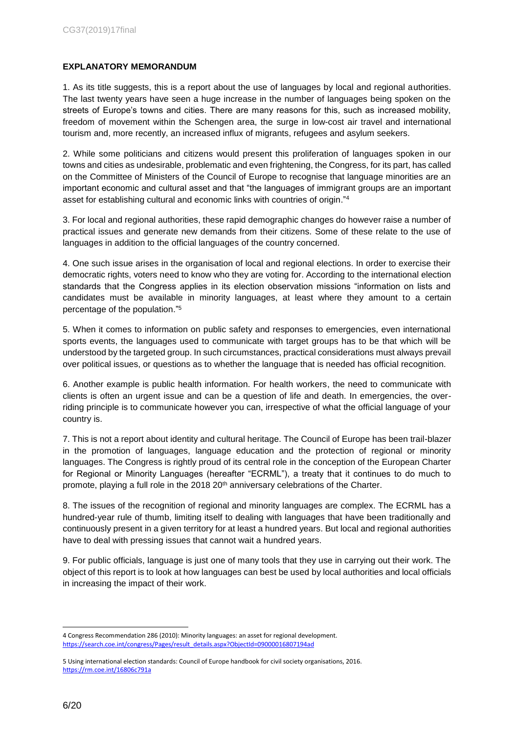**EXPLANATORY MEMORANDUM**

1. As its title suggests, this is a report about the use of languages by local and regional authorities. The last twenty years have seen a huge increase in the number of languages being spoken on the streets of Europe's towns and cities. There are many reasons for this, such as increased mobility, freedom of movement within the Schengen area, the surge in low-cost air travel and international tourism and, more recently, an increased influx of migrants, refugees and asylum seekers.

2. While some politicians and citizens would present this proliferation of languages spoken in our towns and cities as undesirable, problematic and even frightening, the Congress, for its part, has called on the Committee of Ministers of the Council of Europe to recognise that language minorities are an important economic and cultural asset and that "the languages of immigrant groups are an important asset for establishing cultural and economic links with countries of origin."[4]

3. For local and regional authorities, these rapid demographic changes do however raise a number of practical issues and generate new demands from their citizens. Some of these relate to the use of languages in addition to the official languages of the country concerned.

4. One such issue arises in the organisation of local and regional elections. In order to exercise their democratic rights, voters need to know who they are voting for. According to the international election standards that the Congress applies in its election observation missions "information on lists and candidates must be available in minority languages, at least where they amount to a certain percentage of the population."[5]

5. When it comes to information on public safety and responses to emergencies, even international sports events, the languages used to communicate with target groups has to be that which will be understood by the targeted group. In such circumstances, practical considerations must always prevail over political issues, or questions as to whether the language that is needed has official recognition.

6. Another example is public health information. For health workers, the need to communicate with clients is often an urgent issue and can be a question of life and death. In emergencies, the over-riding principle is to communicate however you can, irrespective of what the official language of your country is.

7. This is not a report about identity and cultural heritage. The Council of Europe has been trail-blazer in the promotion of languages, language education and the protection of regional or minority languages. The Congress is rightly proud of its central role in the conception of the European Charter for Regional or Minority Languages (hereafter "ECRML"), a treaty that it continues to do much to promote, playing a full role in the 2018 20th anniversary celebrations of the Charter.

8. The issues of the recognition of regional and minority languages are complex. The ECRML has a hundred-year rule of thumb, limiting itself to dealing with languages that have been traditionally and continuously present in a given territory for at least a hundred years. But local and regional authorities have to deal with pressing issues that cannot wait a hundred years.

9. For public officials, language is just one of many tools that they use in carrying out their work. The object of this report is to look at how languages can best be used by local authorities and local officials in increasing the impact of their work.

---

4 Congress Recommendation 286 (2010): Minority languages: an asset for regional development. https://search.coe.int/congress/Pages/result_details.aspx?ObjectId=09000016807194ad

5 Using international election standards: Council of Europe handbook for civil society organisations, 2016. https://rm.coe.int/16806c791a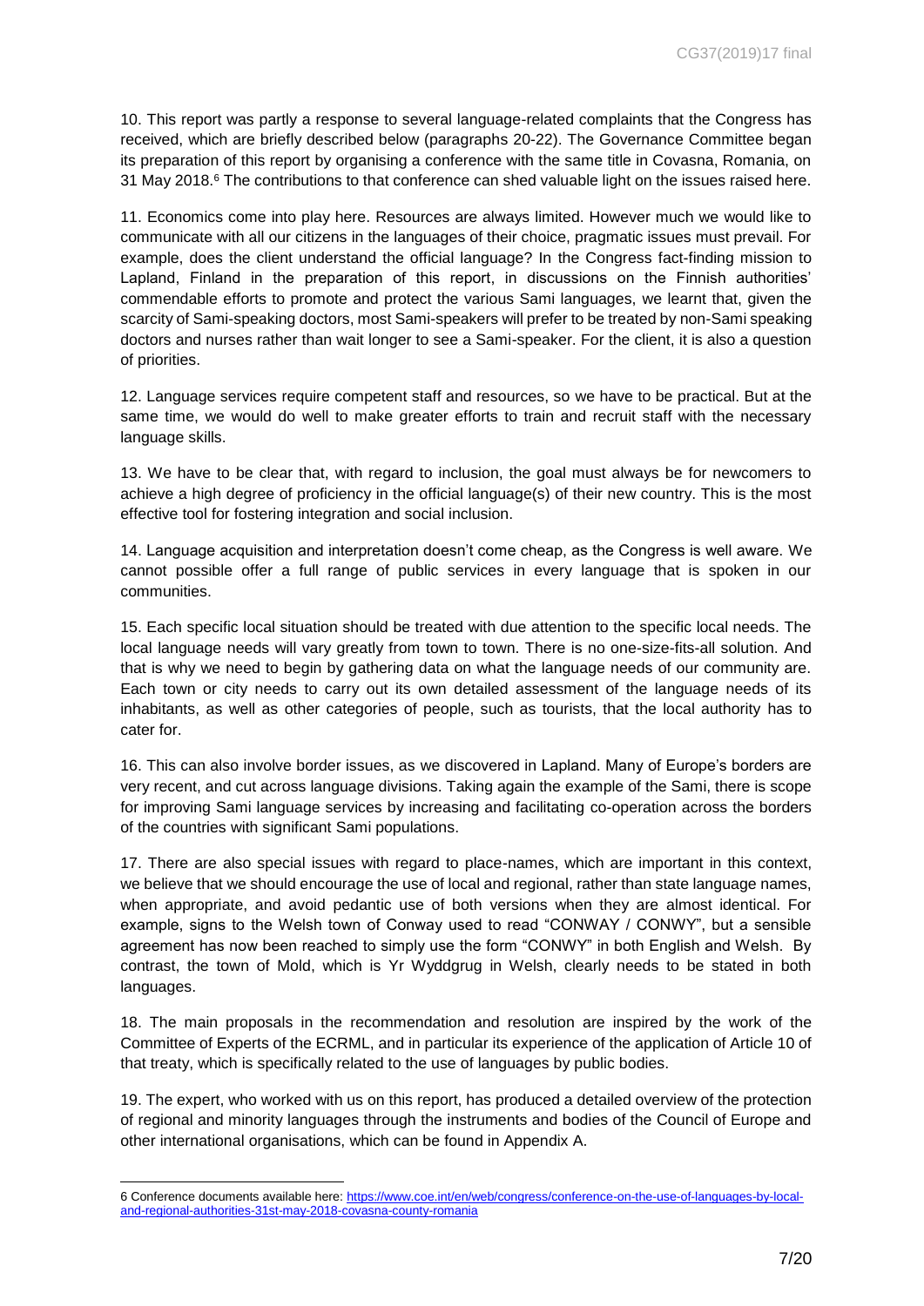10. This report was partly a response to several language-related complaints that the Congress has received, which are briefly described below (paragraphs 20-22). The Governance Committee began its preparation of this report by organising a conference with the same title in Covasna, Romania, on 31 May 2018.[6] The contributions to that conference can shed valuable light on the issues raised here.

11. Economics come into play here. Resources are always limited. However much we would like to communicate with all our citizens in the languages of their choice, pragmatic issues must prevail. For example, does the client understand the official language? In the Congress fact-finding mission to Lapland, Finland in the preparation of this report, in discussions on the Finnish authorities' commendable efforts to promote and protect the various Sami languages, we learnt that, given the scarcity of Sami-speaking doctors, most Sami-speakers will prefer to be treated by non-Sami speaking doctors and nurses rather than wait longer to see a Sami-speaker. For the client, it is also a question of priorities.

12. Language services require competent staff and resources, so we have to be practical. But at the same time, we would do well to make greater efforts to train and recruit staff with the necessary language skills.

13. We have to be clear that, with regard to inclusion, the goal must always be for newcomers to achieve a high degree of proficiency in the official language(s) of their new country. This is the most effective tool for fostering integration and social inclusion.

14. Language acquisition and interpretation doesn't come cheap, as the Congress is well aware. We cannot possible offer a full range of public services in every language that is spoken in our communities.

15. Each specific local situation should be treated with due attention to the specific local needs. The local language needs will vary greatly from town to town. There is no one-size-fits-all solution. And that is why we need to begin by gathering data on what the language needs of our community are. Each town or city needs to carry out its own detailed assessment of the language needs of its inhabitants, as well as other categories of people, such as tourists, that the local authority has to cater for.

16. This can also involve border issues, as we discovered in Lapland. Many of Europe's borders are very recent, and cut across language divisions. Taking again the example of the Sami, there is scope for improving Sami language services by increasing and facilitating co-operation across the borders of the countries with significant Sami populations.

17. There are also special issues with regard to place-names, which are important in this context, we believe that we should encourage the use of local and regional, rather than state language names, when appropriate, and avoid pedantic use of both versions when they are almost identical. For example, signs to the Welsh town of Conway used to read "CONWAY / CONWY", but a sensible agreement has now been reached to simply use the form "CONWY" in both English and Welsh. By contrast, the town of Mold, which is Yr Wyddgrug in Welsh, clearly needs to be stated in both languages.

18. The main proposals in the recommendation and resolution are inspired by the work of the Committee of Experts of the ECRML, and in particular its experience of the application of Article 10 of that treaty, which is specifically related to the use of languages by public bodies.

19. The expert, who worked with us on this report, has produced a detailed overview of the protection of regional and minority languages through the instruments and bodies of the Council of Europe and other international organisations, which can be found in Appendix A.

---

[6] Conference documents available here: https://www.coe.int/en/web/congress/conference-on-the-use-of-languages-by-local-and-regional-authorities-31st-may-2018-covasna-county-romania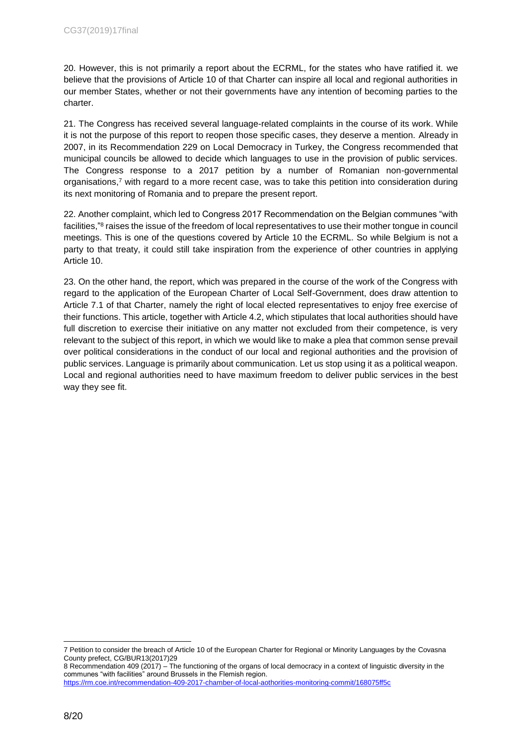20. However, this is not primarily a report about the ECRML, for the states who have ratified it. we believe that the provisions of Article 10 of that Charter can inspire all local and regional authorities in our member States, whether or not their governments have any intention of becoming parties to the charter.

21. The Congress has received several language-related complaints in the course of its work. While it is not the purpose of this report to reopen those specific cases, they deserve a mention. Already in 2007, in its Recommendation 229 on Local Democracy in Turkey, the Congress recommended that municipal councils be allowed to decide which languages to use in the provision of public services. The Congress response to a 2017 petition by a number of Romanian non-governmental organisations,[7] with regard to a more recent case, was to take this petition into consideration during its next monitoring of Romania and to prepare the present report.

22. Another complaint, which led to Congress 2017 Recommendation on the Belgian communes "with facilities,"[8] raises the issue of the freedom of local representatives to use their mother tongue in council meetings. This is one of the questions covered by Article 10 the ECRML. So while Belgium is not a party to that treaty, it could still take inspiration from the experience of other countries in applying Article 10.

23. On the other hand, the report, which was prepared in the course of the work of the Congress with regard to the application of the European Charter of Local Self-Government, does draw attention to Article 7.1 of that Charter, namely the right of local elected representatives to enjoy free exercise of their functions. This article, together with Article 4.2, which stipulates that local authorities should have full discretion to exercise their initiative on any matter not excluded from their competence, is very relevant to the subject of this report, in which we would like to make a plea that common sense prevail over political considerations in the conduct of our local and regional authorities and the provision of public services. Language is primarily about communication. Let us stop using it as a political weapon. Local and regional authorities need to have maximum freedom to deliver public services in the best way they see fit.

---

7 Petition to consider the breach of Article 10 of the European Charter for Regional or Minority Languages by the Covasna County prefect, CG/BUR13(2017)29

8 Recommendation 409 (2017) – The functioning of the organs of local democracy in a context of linguistic diversity in the communes "with facilities" around Brussels in the Flemish region.
https://rm.coe.int/recommendation-409-2017-chamber-of-local-aothorities-monitoring-commit/168075ff5c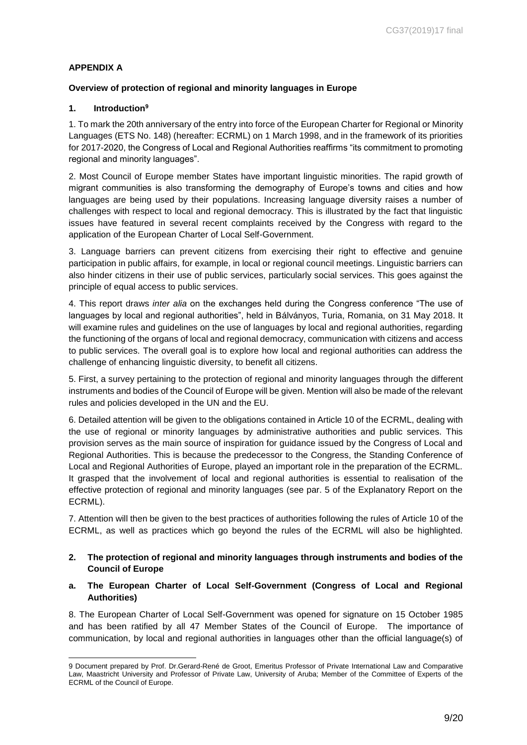## APPENDIX A

### Overview of protection of regional and minority languages in Europe

### 1. Introduction[9]

1. To mark the 20th anniversary of the entry into force of the European Charter for Regional or Minority Languages (ETS No. 148) (hereafter: ECRML) on 1 March 1998, and in the framework of its priorities for 2017-2020, the Congress of Local and Regional Authorities reaffirms "its commitment to promoting regional and minority languages".

2. Most Council of Europe member States have important linguistic minorities. The rapid growth of migrant communities is also transforming the demography of Europe's towns and cities and how languages are being used by their populations. Increasing language diversity raises a number of challenges with respect to local and regional democracy. This is illustrated by the fact that linguistic issues have featured in several recent complaints received by the Congress with regard to the application of the European Charter of Local Self-Government.

3. Language barriers can prevent citizens from exercising their right to effective and genuine participation in public affairs, for example, in local or regional council meetings. Linguistic barriers can also hinder citizens in their use of public services, particularly social services. This goes against the principle of equal access to public services.

4. This report draws *inter alia* on the exchanges held during the Congress conference "The use of languages by local and regional authorities", held in Bálványos, Turia, Romania, on 31 May 2018. It will examine rules and guidelines on the use of languages by local and regional authorities, regarding the functioning of the organs of local and regional democracy, communication with citizens and access to public services. The overall goal is to explore how local and regional authorities can address the challenge of enhancing linguistic diversity, to benefit all citizens.

5. First, a survey pertaining to the protection of regional and minority languages through the different instruments and bodies of the Council of Europe will be given. Mention will also be made of the relevant rules and policies developed in the UN and the EU.

6. Detailed attention will be given to the obligations contained in Article 10 of the ECRML, dealing with the use of regional or minority languages by administrative authorities and public services. This provision serves as the main source of inspiration for guidance issued by the Congress of Local and Regional Authorities. This is because the predecessor to the Congress, the Standing Conference of Local and Regional Authorities of Europe, played an important role in the preparation of the ECRML. It grasped that the involvement of local and regional authorities is essential to realisation of the effective protection of regional and minority languages (see par. 5 of the Explanatory Report on the ECRML).

7. Attention will then be given to the best practices of authorities following the rules of Article 10 of the ECRML, as well as practices which go beyond the rules of the ECRML will also be highlighted.

### 2. The protection of regional and minority languages through instruments and bodies of the Council of Europe

#### a. The European Charter of Local Self-Government (Congress of Local and Regional Authorities)

8. The European Charter of Local Self-Government was opened for signature on 15 October 1985 and has been ratified by all 47 Member States of the Council of Europe. The importance of communication, by local and regional authorities in languages other than the official language(s) of

---

[9] Document prepared by Prof. Dr.Gerard-René de Groot, Emeritus Professor of Private International Law and Comparative Law, Maastricht University and Professor of Private Law, University of Aruba; Member of the Committee of Experts of the ECRML of the Council of Europe.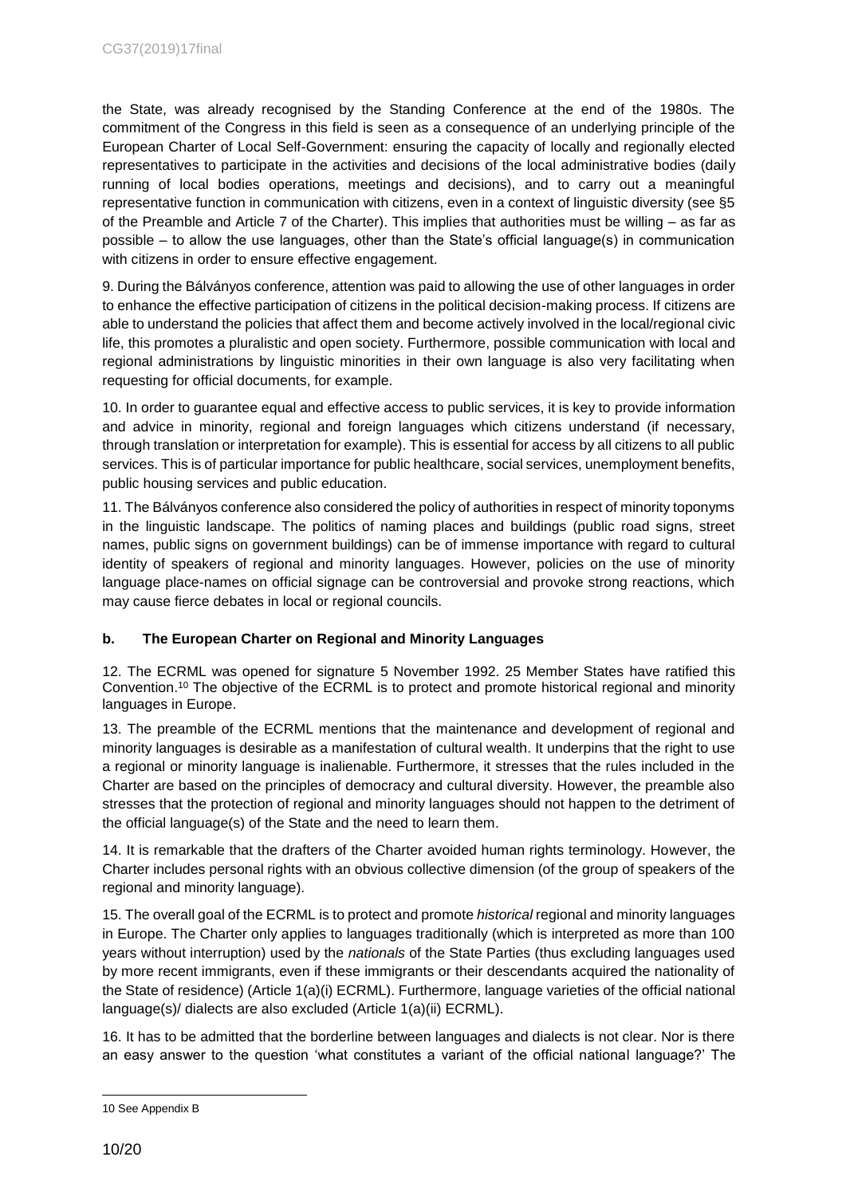the State, was already recognised by the Standing Conference at the end of the 1980s. The commitment of the Congress in this field is seen as a consequence of an underlying principle of the European Charter of Local Self-Government: ensuring the capacity of locally and regionally elected representatives to participate in the activities and decisions of the local administrative bodies (daily running of local bodies operations, meetings and decisions), and to carry out a meaningful representative function in communication with citizens, even in a context of linguistic diversity (see §5 of the Preamble and Article 7 of the Charter). This implies that authorities must be willing – as far as possible – to allow the use languages, other than the State's official language(s) in communication with citizens in order to ensure effective engagement.

9. During the Bálványos conference, attention was paid to allowing the use of other languages in order to enhance the effective participation of citizens in the political decision-making process. If citizens are able to understand the policies that affect them and become actively involved in the local/regional civic life, this promotes a pluralistic and open society. Furthermore, possible communication with local and regional administrations by linguistic minorities in their own language is also very facilitating when requesting for official documents, for example.

10. In order to guarantee equal and effective access to public services, it is key to provide information and advice in minority, regional and foreign languages which citizens understand (if necessary, through translation or interpretation for example). This is essential for access by all citizens to all public services. This is of particular importance for public healthcare, social services, unemployment benefits, public housing services and public education.

11. The Bálványos conference also considered the policy of authorities in respect of minority toponyms in the linguistic landscape. The politics of naming places and buildings (public road signs, street names, public signs on government buildings) can be of immense importance with regard to cultural identity of speakers of regional and minority languages. However, policies on the use of minority language place-names on official signage can be controversial and provoke strong reactions, which may cause fierce debates in local or regional councils.

### b. The European Charter on Regional and Minority Languages

12. The ECRML was opened for signature 5 November 1992. 25 Member States have ratified this Convention.[10] The objective of the ECRML is to protect and promote historical regional and minority languages in Europe.

13. The preamble of the ECRML mentions that the maintenance and development of regional and minority languages is desirable as a manifestation of cultural wealth. It underpins that the right to use a regional or minority language is inalienable. Furthermore, it stresses that the rules included in the Charter are based on the principles of democracy and cultural diversity. However, the preamble also stresses that the protection of regional and minority languages should not happen to the detriment of the official language(s) of the State and the need to learn them.

14. It is remarkable that the drafters of the Charter avoided human rights terminology. However, the Charter includes personal rights with an obvious collective dimension (of the group of speakers of the regional and minority language).

15. The overall goal of the ECRML is to protect and promote *historical* regional and minority languages in Europe. The Charter only applies to languages traditionally (which is interpreted as more than 100 years without interruption) used by the *nationals* of the State Parties (thus excluding languages used by more recent immigrants, even if these immigrants or their descendants acquired the nationality of the State of residence) (Article 1(a)(i) ECRML). Furthermore, language varieties of the official national language(s)/ dialects are also excluded (Article 1(a)(ii) ECRML).

16. It has to be admitted that the borderline between languages and dialects is not clear. Nor is there an easy answer to the question 'what constitutes a variant of the official national language?' The

---

10 See Appendix B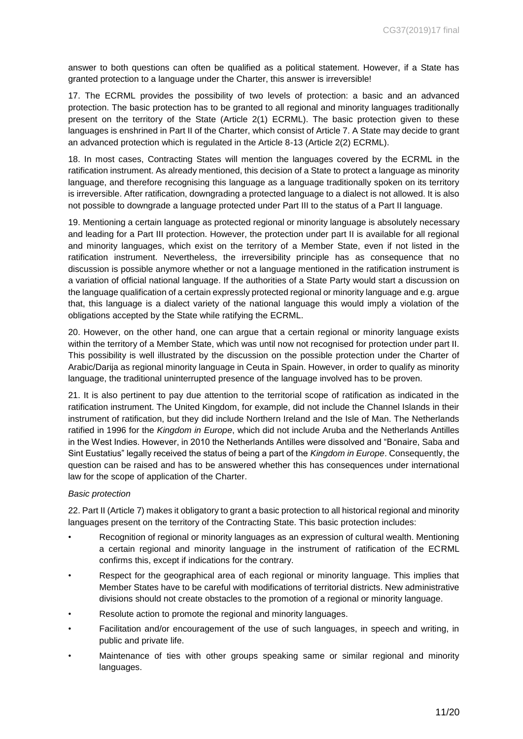answer to both questions can often be qualified as a political statement. However, if a State has granted protection to a language under the Charter, this answer is irreversible!

17. The ECRML provides the possibility of two levels of protection: a basic and an advanced protection. The basic protection has to be granted to all regional and minority languages traditionally present on the territory of the State (Article 2(1) ECRML). The basic protection given to these languages is enshrined in Part II of the Charter, which consist of Article 7. A State may decide to grant an advanced protection which is regulated in the Article 8-13 (Article 2(2) ECRML).

18. In most cases, Contracting States will mention the languages covered by the ECRML in the ratification instrument. As already mentioned, this decision of a State to protect a language as minority language, and therefore recognising this language as a language traditionally spoken on its territory is irreversible. After ratification, downgrading a protected language to a dialect is not allowed. It is also not possible to downgrade a language protected under Part III to the status of a Part II language.

19. Mentioning a certain language as protected regional or minority language is absolutely necessary and leading for a Part III protection. However, the protection under part II is available for all regional and minority languages, which exist on the territory of a Member State, even if not listed in the ratification instrument. Nevertheless, the irreversibility principle has as consequence that no discussion is possible anymore whether or not a language mentioned in the ratification instrument is a variation of official national language. If the authorities of a State Party would start a discussion on the language qualification of a certain expressly protected regional or minority language and e.g. argue that, this language is a dialect variety of the national language this would imply a violation of the obligations accepted by the State while ratifying the ECRML.

20. However, on the other hand, one can argue that a certain regional or minority language exists within the territory of a Member State, which was until now not recognised for protection under part II. This possibility is well illustrated by the discussion on the possible protection under the Charter of Arabic/Darija as regional minority language in Ceuta in Spain. However, in order to qualify as minority language, the traditional uninterrupted presence of the language involved has to be proven.

21. It is also pertinent to pay due attention to the territorial scope of ratification as indicated in the ratification instrument. The United Kingdom, for example, did not include the Channel Islands in their instrument of ratification, but they did include Northern Ireland and the Isle of Man. The Netherlands ratified in 1996 for the *Kingdom in Europe*, which did not include Aruba and the Netherlands Antilles in the West Indies. However, in 2010 the Netherlands Antilles were dissolved and "Bonaire, Saba and Sint Eustatius" legally received the status of being a part of the *Kingdom in Europe*. Consequently, the question can be raised and has to be answered whether this has consequences under international law for the scope of application of the Charter.

*Basic protection*

22. Part II (Article 7) makes it obligatory to grant a basic protection to all historical regional and minority languages present on the territory of the Contracting State. This basic protection includes:

- Recognition of regional or minority languages as an expression of cultural wealth. Mentioning a certain regional and minority language in the instrument of ratification of the ECRML confirms this, except if indications for the contrary.
- Respect for the geographical area of each regional or minority language. This implies that Member States have to be careful with modifications of territorial districts. New administrative divisions should not create obstacles to the promotion of a regional or minority language.
- Resolute action to promote the regional and minority languages.
- Facilitation and/or encouragement of the use of such languages, in speech and writing, in public and private life.
- Maintenance of ties with other groups speaking same or similar regional and minority languages.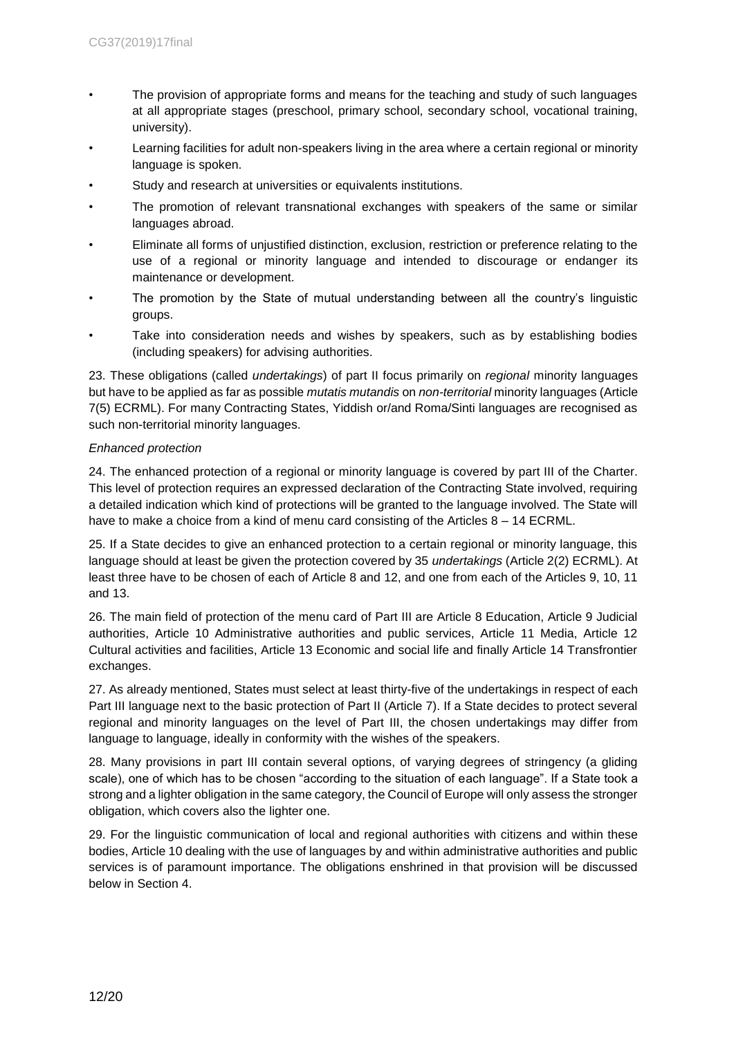- The provision of appropriate forms and means for the teaching and study of such languages at all appropriate stages (preschool, primary school, secondary school, vocational training, university).
- Learning facilities for adult non-speakers living in the area where a certain regional or minority language is spoken.
- Study and research at universities or equivalents institutions.
- The promotion of relevant transnational exchanges with speakers of the same or similar languages abroad.
- Eliminate all forms of unjustified distinction, exclusion, restriction or preference relating to the use of a regional or minority language and intended to discourage or endanger its maintenance or development.
- The promotion by the State of mutual understanding between all the country's linguistic groups.
- Take into consideration needs and wishes by speakers, such as by establishing bodies (including speakers) for advising authorities.

23. These obligations (called *undertakings*) of part II focus primarily on *regional* minority languages but have to be applied as far as possible *mutatis mutandis* on *non-territorial* minority languages (Article 7(5) ECRML). For many Contracting States, Yiddish or/and Roma/Sinti languages are recognised as such non-territorial minority languages.

*Enhanced protection*

24. The enhanced protection of a regional or minority language is covered by part III of the Charter. This level of protection requires an expressed declaration of the Contracting State involved, requiring a detailed indication which kind of protections will be granted to the language involved. The State will have to make a choice from a kind of menu card consisting of the Articles 8 – 14 ECRML.

25. If a State decides to give an enhanced protection to a certain regional or minority language, this language should at least be given the protection covered by 35 *undertakings* (Article 2(2) ECRML). At least three have to be chosen of each of Article 8 and 12, and one from each of the Articles 9, 10, 11 and 13.

26. The main field of protection of the menu card of Part III are Article 8 Education, Article 9 Judicial authorities, Article 10 Administrative authorities and public services, Article 11 Media, Article 12 Cultural activities and facilities, Article 13 Economic and social life and finally Article 14 Transfrontier exchanges.

27. As already mentioned, States must select at least thirty-five of the undertakings in respect of each Part III language next to the basic protection of Part II (Article 7). If a State decides to protect several regional and minority languages on the level of Part III, the chosen undertakings may differ from language to language, ideally in conformity with the wishes of the speakers.

28. Many provisions in part III contain several options, of varying degrees of stringency (a gliding scale), one of which has to be chosen "according to the situation of each language". If a State took a strong and a lighter obligation in the same category, the Council of Europe will only assess the stronger obligation, which covers also the lighter one.

29. For the linguistic communication of local and regional authorities with citizens and within these bodies, Article 10 dealing with the use of languages by and within administrative authorities and public services is of paramount importance. The obligations enshrined in that provision will be discussed below in Section 4.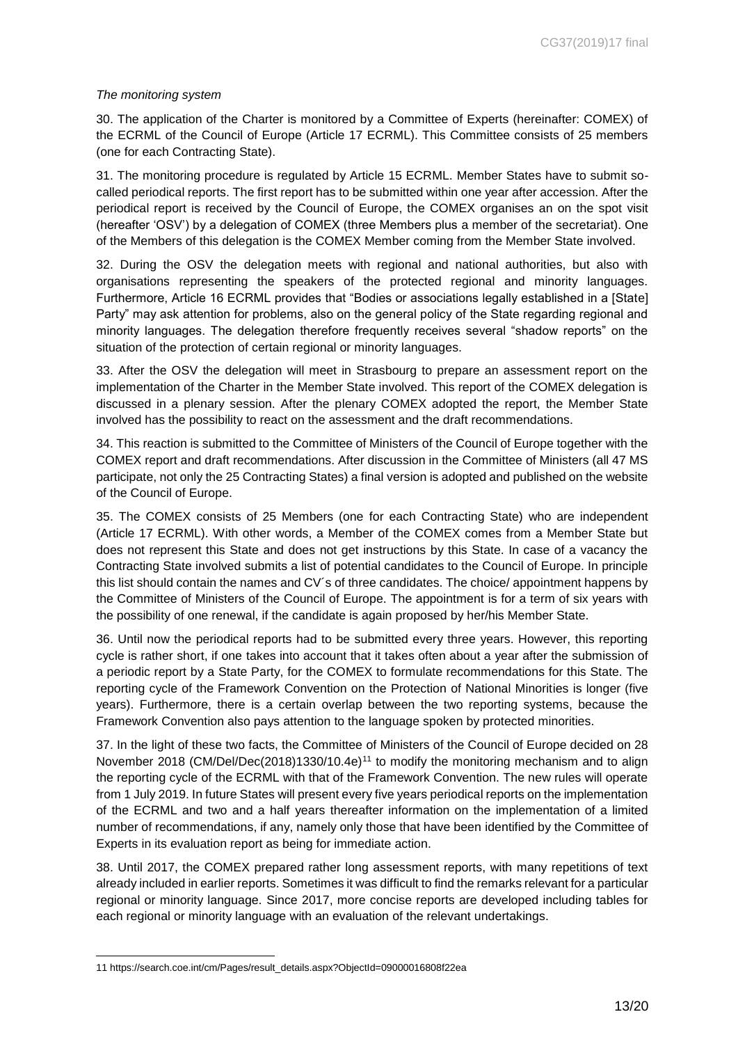*The monitoring system*

30. The application of the Charter is monitored by a Committee of Experts (hereinafter: COMEX) of the ECRML of the Council of Europe (Article 17 ECRML). This Committee consists of 25 members (one for each Contracting State).

31. The monitoring procedure is regulated by Article 15 ECRML. Member States have to submit so-called periodical reports. The first report has to be submitted within one year after accession. After the periodical report is received by the Council of Europe, the COMEX organises an on the spot visit (hereafter 'OSV') by a delegation of COMEX (three Members plus a member of the secretariat). One of the Members of this delegation is the COMEX Member coming from the Member State involved.

32. During the OSV the delegation meets with regional and national authorities, but also with organisations representing the speakers of the protected regional and minority languages. Furthermore, Article 16 ECRML provides that "Bodies or associations legally established in a [State] Party" may ask attention for problems, also on the general policy of the State regarding regional and minority languages. The delegation therefore frequently receives several "shadow reports" on the situation of the protection of certain regional or minority languages.

33. After the OSV the delegation will meet in Strasbourg to prepare an assessment report on the implementation of the Charter in the Member State involved. This report of the COMEX delegation is discussed in a plenary session. After the plenary COMEX adopted the report, the Member State involved has the possibility to react on the assessment and the draft recommendations.

34. This reaction is submitted to the Committee of Ministers of the Council of Europe together with the COMEX report and draft recommendations. After discussion in the Committee of Ministers (all 47 MS participate, not only the 25 Contracting States) a final version is adopted and published on the website of the Council of Europe.

35. The COMEX consists of 25 Members (one for each Contracting State) who are independent (Article 17 ECRML). With other words, a Member of the COMEX comes from a Member State but does not represent this State and does not get instructions by this State. In case of a vacancy the Contracting State involved submits a list of potential candidates to the Council of Europe. In principle this list should contain the names and CV´s of three candidates. The choice/ appointment happens by the Committee of Ministers of the Council of Europe. The appointment is for a term of six years with the possibility of one renewal, if the candidate is again proposed by her/his Member State.

36. Until now the periodical reports had to be submitted every three years. However, this reporting cycle is rather short, if one takes into account that it takes often about a year after the submission of a periodic report by a State Party, for the COMEX to formulate recommendations for this State. The reporting cycle of the Framework Convention on the Protection of National Minorities is longer (five years). Furthermore, there is a certain overlap between the two reporting systems, because the Framework Convention also pays attention to the language spoken by protected minorities.

37. In the light of these two facts, the Committee of Ministers of the Council of Europe decided on 28 November 2018 (CM/Del/Dec(2018)1330/10.4e)[11] to modify the monitoring mechanism and to align the reporting cycle of the ECRML with that of the Framework Convention. The new rules will operate from 1 July 2019. In future States will present every five years periodical reports on the implementation of the ECRML and two and a half years thereafter information on the implementation of a limited number of recommendations, if any, namely only those that have been identified by the Committee of Experts in its evaluation report as being for immediate action.

38. Until 2017, the COMEX prepared rather long assessment reports, with many repetitions of text already included in earlier reports. Sometimes it was difficult to find the remarks relevant for a particular regional or minority language. Since 2017, more concise reports are developed including tables for each regional or minority language with an evaluation of the relevant undertakings.

---

11 https://search.coe.int/cm/Pages/result_details.aspx?ObjectId=09000016808f22ea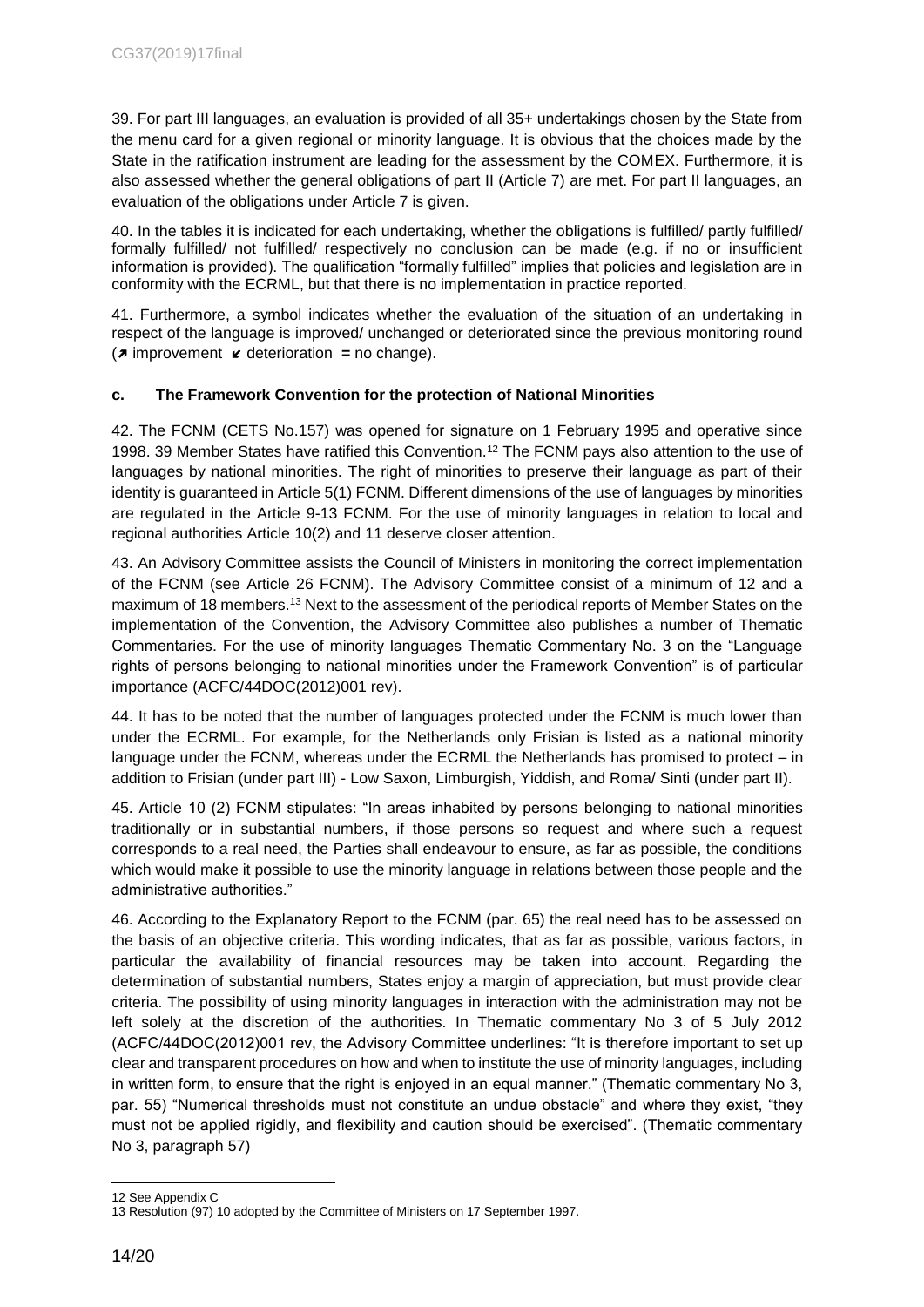39. For part III languages, an evaluation is provided of all 35+ undertakings chosen by the State from the menu card for a given regional or minority language. It is obvious that the choices made by the State in the ratification instrument are leading for the assessment by the COMEX. Furthermore, it is also assessed whether the general obligations of part II (Article 7) are met. For part II languages, an evaluation of the obligations under Article 7 is given.

40. In the tables it is indicated for each undertaking, whether the obligations is fulfilled/ partly fulfilled/ formally fulfilled/ not fulfilled/ respectively no conclusion can be made (e.g. if no or insufficient information is provided). The qualification "formally fulfilled" implies that policies and legislation are in conformity with the ECRML, but that there is no implementation in practice reported.

41. Furthermore, a symbol indicates whether the evaluation of the situation of an undertaking in respect of the language is improved/ unchanged or deteriorated since the previous monitoring round (➚ improvement ➘ deterioration **=** no change).

### c. The Framework Convention for the protection of National Minorities

42. The FCNM (CETS No.157) was opened for signature on 1 February 1995 and operative since 1998. 39 Member States have ratified this Convention.[12] The FCNM pays also attention to the use of languages by national minorities. The right of minorities to preserve their language as part of their identity is guaranteed in Article 5(1) FCNM. Different dimensions of the use of languages by minorities are regulated in the Article 9-13 FCNM. For the use of minority languages in relation to local and regional authorities Article 10(2) and 11 deserve closer attention.

43. An Advisory Committee assists the Council of Ministers in monitoring the correct implementation of the FCNM (see Article 26 FCNM). The Advisory Committee consist of a minimum of 12 and a maximum of 18 members.[13] Next to the assessment of the periodical reports of Member States on the implementation of the Convention, the Advisory Committee also publishes a number of Thematic Commentaries. For the use of minority languages Thematic Commentary No. 3 on the "Language rights of persons belonging to national minorities under the Framework Convention" is of particular importance (ACFC/44DOC(2012)001 rev).

44. It has to be noted that the number of languages protected under the FCNM is much lower than under the ECRML. For example, for the Netherlands only Frisian is listed as a national minority language under the FCNM, whereas under the ECRML the Netherlands has promised to protect – in addition to Frisian (under part III) - Low Saxon, Limburgish, Yiddish, and Roma/ Sinti (under part II).

45. Article 10 (2) FCNM stipulates: "In areas inhabited by persons belonging to national minorities traditionally or in substantial numbers, if those persons so request and where such a request corresponds to a real need, the Parties shall endeavour to ensure, as far as possible, the conditions which would make it possible to use the minority language in relations between those people and the administrative authorities."

46. According to the Explanatory Report to the FCNM (par. 65) the real need has to be assessed on the basis of an objective criteria. This wording indicates, that as far as possible, various factors, in particular the availability of financial resources may be taken into account. Regarding the determination of substantial numbers, States enjoy a margin of appreciation, but must provide clear criteria. The possibility of using minority languages in interaction with the administration may not be left solely at the discretion of the authorities. In Thematic commentary No 3 of 5 July 2012 (ACFC/44DOC(2012)001 rev, the Advisory Committee underlines: "It is therefore important to set up clear and transparent procedures on how and when to institute the use of minority languages, including in written form, to ensure that the right is enjoyed in an equal manner." (Thematic commentary No 3, par. 55) "Numerical thresholds must not constitute an undue obstacle" and where they exist, "they must not be applied rigidly, and flexibility and caution should be exercised". (Thematic commentary No 3, paragraph 57)

---

12 See Appendix C

13 Resolution (97) 10 adopted by the Committee of Ministers on 17 September 1997.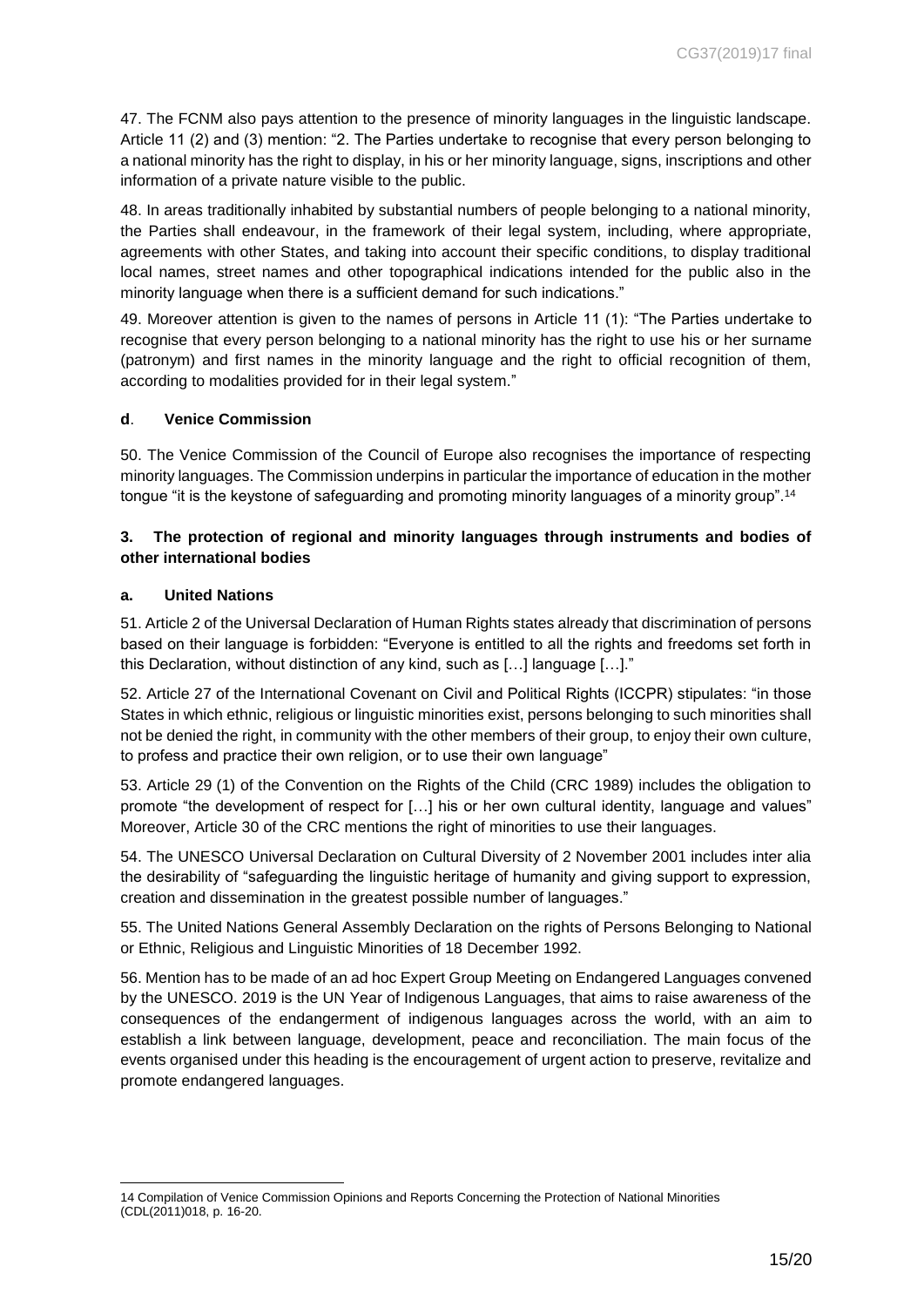47. The FCNM also pays attention to the presence of minority languages in the linguistic landscape. Article 11 (2) and (3) mention: "2. The Parties undertake to recognise that every person belonging to a national minority has the right to display, in his or her minority language, signs, inscriptions and other information of a private nature visible to the public.

48. In areas traditionally inhabited by substantial numbers of people belonging to a national minority, the Parties shall endeavour, in the framework of their legal system, including, where appropriate, agreements with other States, and taking into account their specific conditions, to display traditional local names, street names and other topographical indications intended for the public also in the minority language when there is a sufficient demand for such indications."

49. Moreover attention is given to the names of persons in Article 11 (1): "The Parties undertake to recognise that every person belonging to a national minority has the right to use his or her surname (patronym) and first names in the minority language and the right to official recognition of them, according to modalities provided for in their legal system."

### d. Venice Commission

50. The Venice Commission of the Council of Europe also recognises the importance of respecting minority languages. The Commission underpins in particular the importance of education in the mother tongue "it is the keystone of safeguarding and promoting minority languages of a minority group".[14]

## 3. The protection of regional and minority languages through instruments and bodies of other international bodies

### a. United Nations

51. Article 2 of the Universal Declaration of Human Rights states already that discrimination of persons based on their language is forbidden: "Everyone is entitled to all the rights and freedoms set forth in this Declaration, without distinction of any kind, such as […] language […]."

52. Article 27 of the International Covenant on Civil and Political Rights (ICCPR) stipulates: "in those States in which ethnic, religious or linguistic minorities exist, persons belonging to such minorities shall not be denied the right, in community with the other members of their group, to enjoy their own culture, to profess and practice their own religion, or to use their own language"

53. Article 29 (1) of the Convention on the Rights of the Child (CRC 1989) includes the obligation to promote "the development of respect for […] his or her own cultural identity, language and values" Moreover, Article 30 of the CRC mentions the right of minorities to use their languages.

54. The UNESCO Universal Declaration on Cultural Diversity of 2 November 2001 includes inter alia the desirability of "safeguarding the linguistic heritage of humanity and giving support to expression, creation and dissemination in the greatest possible number of languages."

55. The United Nations General Assembly Declaration on the rights of Persons Belonging to National or Ethnic, Religious and Linguistic Minorities of 18 December 1992.

56. Mention has to be made of an ad hoc Expert Group Meeting on Endangered Languages convened by the UNESCO. 2019 is the UN Year of Indigenous Languages, that aims to raise awareness of the consequences of the endangerment of indigenous languages across the world, with an aim to establish a link between language, development, peace and reconciliation. The main focus of the events organised under this heading is the encouragement of urgent action to preserve, revitalize and promote endangered languages.

---

14 Compilation of Venice Commission Opinions and Reports Concerning the Protection of National Minorities (CDL(2011)018, p. 16-20.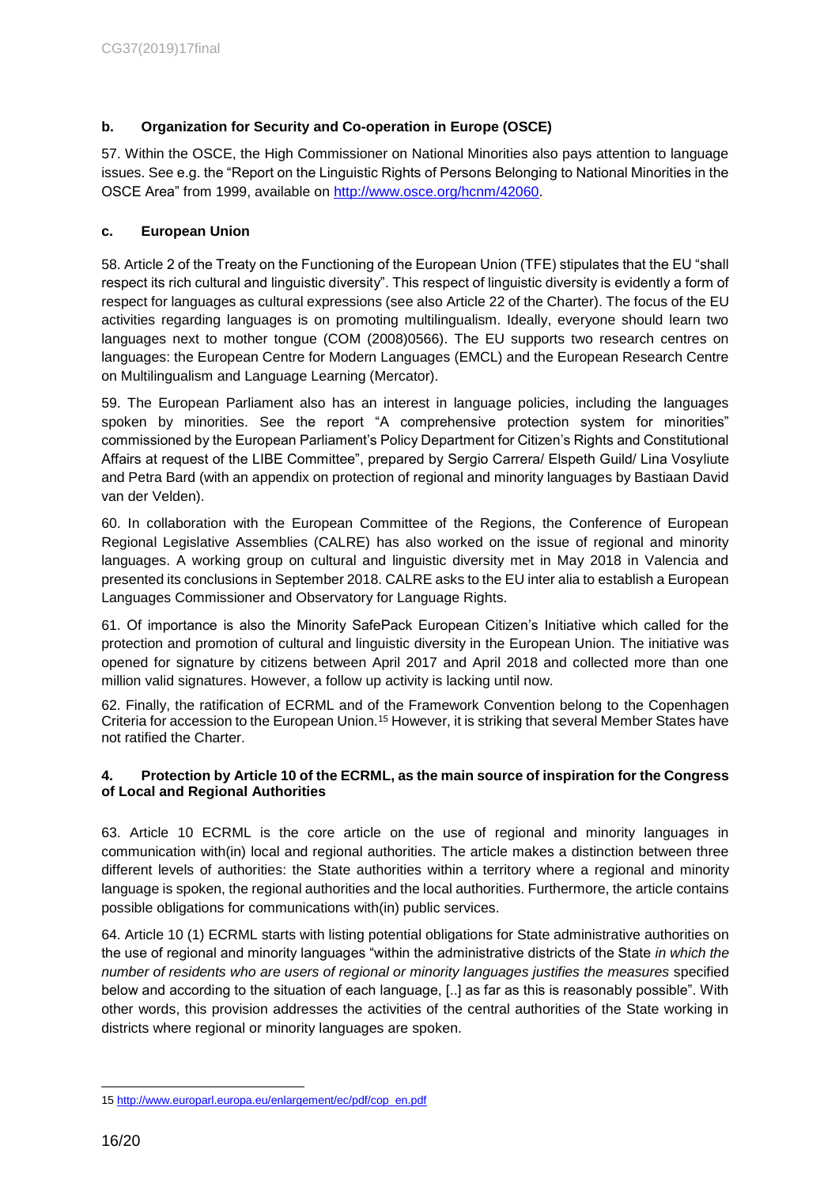### b. Organization for Security and Co-operation in Europe (OSCE)

57. Within the OSCE, the High Commissioner on National Minorities also pays attention to language issues. See e.g. the "Report on the Linguistic Rights of Persons Belonging to National Minorities in the OSCE Area" from 1999, available on http://www.osce.org/hcnm/42060.

### c. European Union

58. Article 2 of the Treaty on the Functioning of the European Union (TFE) stipulates that the EU "shall respect its rich cultural and linguistic diversity". This respect of linguistic diversity is evidently a form of respect for languages as cultural expressions (see also Article 22 of the Charter). The focus of the EU activities regarding languages is on promoting multilingualism. Ideally, everyone should learn two languages next to mother tongue (COM (2008)0566). The EU supports two research centres on languages: the European Centre for Modern Languages (EMCL) and the European Research Centre on Multilingualism and Language Learning (Mercator).

59. The European Parliament also has an interest in language policies, including the languages spoken by minorities. See the report "A comprehensive protection system for minorities" commissioned by the European Parliament's Policy Department for Citizen's Rights and Constitutional Affairs at request of the LIBE Committee", prepared by Sergio Carrera/ Elspeth Guild/ Lina Vosyliute and Petra Bard (with an appendix on protection of regional and minority languages by Bastiaan David van der Velden).

60. In collaboration with the European Committee of the Regions, the Conference of European Regional Legislative Assemblies (CALRE) has also worked on the issue of regional and minority languages. A working group on cultural and linguistic diversity met in May 2018 in Valencia and presented its conclusions in September 2018. CALRE asks to the EU inter alia to establish a European Languages Commissioner and Observatory for Language Rights.

61. Of importance is also the Minority SafePack European Citizen's Initiative which called for the protection and promotion of cultural and linguistic diversity in the European Union. The initiative was opened for signature by citizens between April 2017 and April 2018 and collected more than one million valid signatures. However, a follow up activity is lacking until now.

62. Finally, the ratification of ECRML and of the Framework Convention belong to the Copenhagen Criteria for accession to the European Union.[15] However, it is striking that several Member States have not ratified the Charter.

## 4. Protection by Article 10 of the ECRML, as the main source of inspiration for the Congress of Local and Regional Authorities

63. Article 10 ECRML is the core article on the use of regional and minority languages in communication with(in) local and regional authorities. The article makes a distinction between three different levels of authorities: the State authorities within a territory where a regional and minority language is spoken, the regional authorities and the local authorities. Furthermore, the article contains possible obligations for communications with(in) public services.

64. Article 10 (1) ECRML starts with listing potential obligations for State administrative authorities on the use of regional and minority languages "within the administrative districts of the State *in which the number of residents who are users of regional or minority languages justifies the measures* specified below and according to the situation of each language, [..] as far as this is reasonably possible". With other words, this provision addresses the activities of the central authorities of the State working in districts where regional or minority languages are spoken.

---

15 http://www.europarl.europa.eu/enlargement/ec/pdf/cop_en.pdf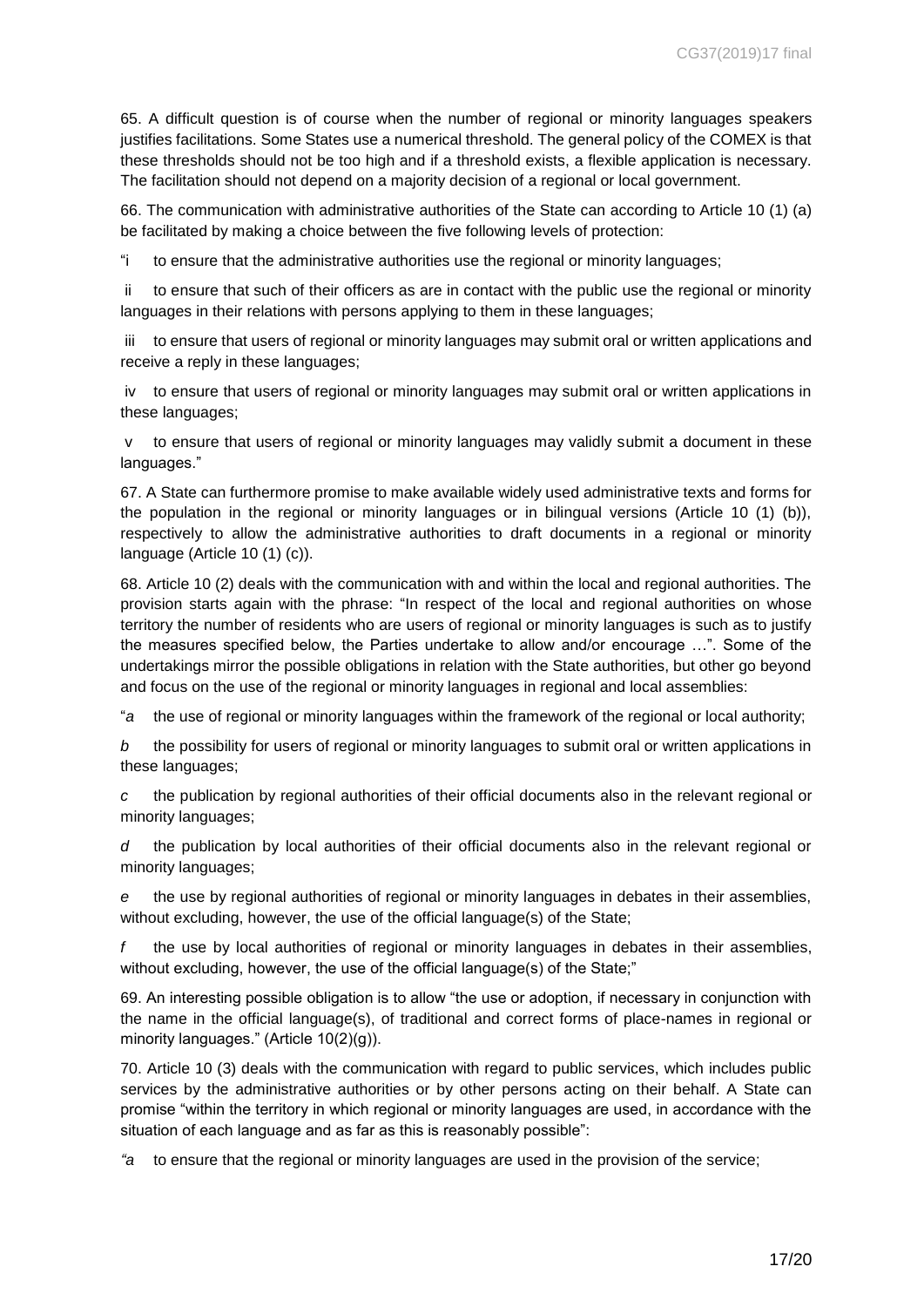65. A difficult question is of course when the number of regional or minority languages speakers justifies facilitations. Some States use a numerical threshold. The general policy of the COMEX is that these thresholds should not be too high and if a threshold exists, a flexible application is necessary. The facilitation should not depend on a majority decision of a regional or local government.

66. The communication with administrative authorities of the State can according to Article 10 (1) (a) be facilitated by making a choice between the five following levels of protection:

"i to ensure that the administrative authorities use the regional or minority languages;

ii to ensure that such of their officers as are in contact with the public use the regional or minority languages in their relations with persons applying to them in these languages;

iii to ensure that users of regional or minority languages may submit oral or written applications and receive a reply in these languages;

iv to ensure that users of regional or minority languages may submit oral or written applications in these languages;

v to ensure that users of regional or minority languages may validly submit a document in these languages."

67. A State can furthermore promise to make available widely used administrative texts and forms for the population in the regional or minority languages or in bilingual versions (Article 10 (1) (b)), respectively to allow the administrative authorities to draft documents in a regional or minority language (Article 10 (1) (c)).

68. Article 10 (2) deals with the communication with and within the local and regional authorities. The provision starts again with the phrase: "In respect of the local and regional authorities on whose territory the number of residents who are users of regional or minority languages is such as to justify the measures specified below, the Parties undertake to allow and/or encourage …". Some of the undertakings mirror the possible obligations in relation with the State authorities, but other go beyond and focus on the use of the regional or minority languages in regional and local assemblies:

"*a* the use of regional or minority languages within the framework of the regional or local authority;

*b* the possibility for users of regional or minority languages to submit oral or written applications in these languages;

*c* the publication by regional authorities of their official documents also in the relevant regional or minority languages;

*d* the publication by local authorities of their official documents also in the relevant regional or minority languages;

*e* the use by regional authorities of regional or minority languages in debates in their assemblies, without excluding, however, the use of the official language(s) of the State;

*f* the use by local authorities of regional or minority languages in debates in their assemblies, without excluding, however, the use of the official language(s) of the State;"

69. An interesting possible obligation is to allow "the use or adoption, if necessary in conjunction with the name in the official language(s), of traditional and correct forms of place-names in regional or minority languages." (Article 10(2)(g)).

70. Article 10 (3) deals with the communication with regard to public services, which includes public services by the administrative authorities or by other persons acting on their behalf. A State can promise "within the territory in which regional or minority languages are used, in accordance with the situation of each language and as far as this is reasonably possible":

"*a* to ensure that the regional or minority languages are used in the provision of the service;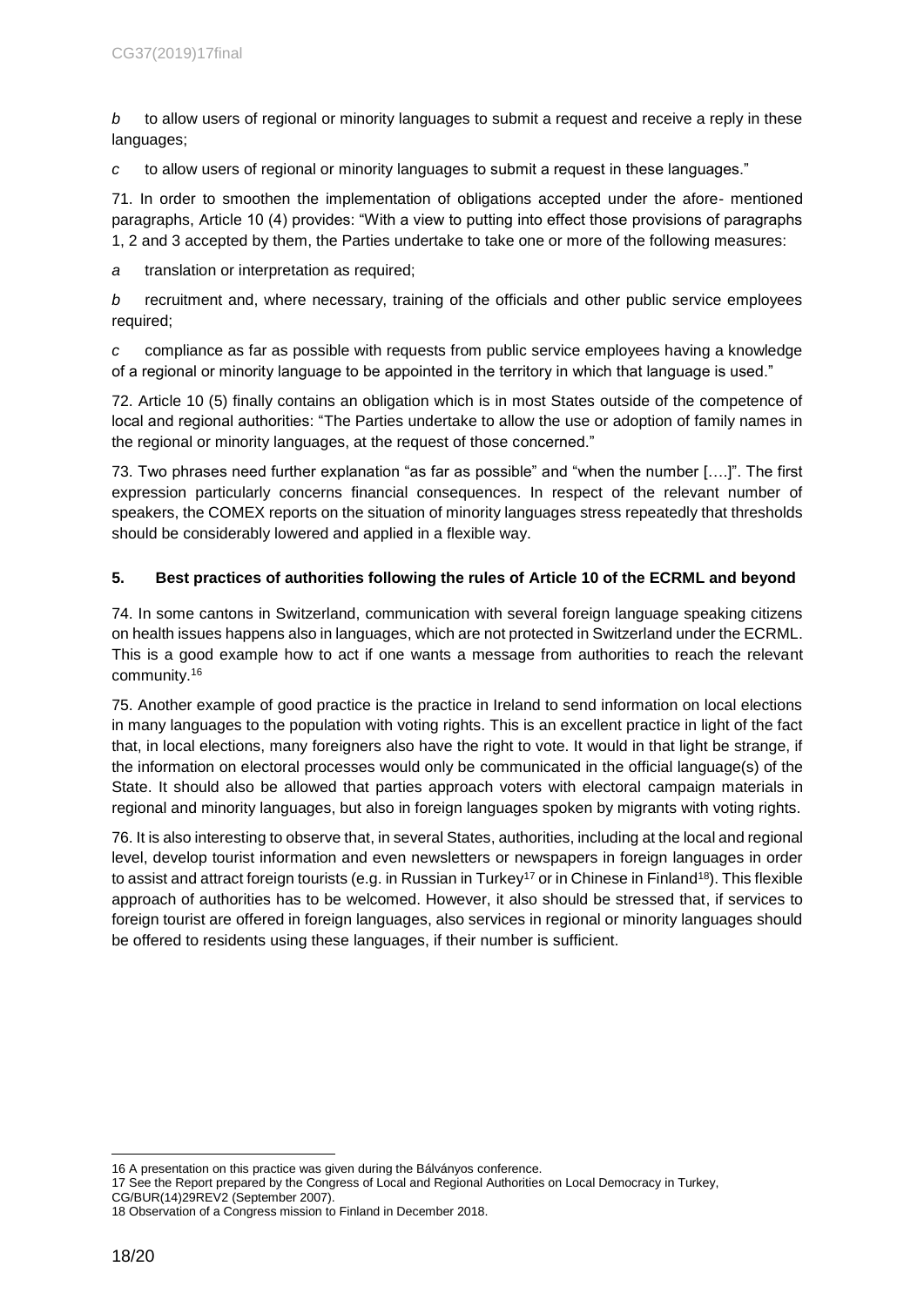*b* to allow users of regional or minority languages to submit a request and receive a reply in these languages;

*c* to allow users of regional or minority languages to submit a request in these languages."

71. In order to smoothen the implementation of obligations accepted under the afore- mentioned paragraphs, Article 10 (4) provides: "With a view to putting into effect those provisions of paragraphs 1, 2 and 3 accepted by them, the Parties undertake to take one or more of the following measures:

*a* translation or interpretation as required;

*b* recruitment and, where necessary, training of the officials and other public service employees required;

*c* compliance as far as possible with requests from public service employees having a knowledge of a regional or minority language to be appointed in the territory in which that language is used."

72. Article 10 (5) finally contains an obligation which is in most States outside of the competence of local and regional authorities: "The Parties undertake to allow the use or adoption of family names in the regional or minority languages, at the request of those concerned."

73. Two phrases need further explanation "as far as possible" and "when the number [….]". The first expression particularly concerns financial consequences. In respect of the relevant number of speakers, the COMEX reports on the situation of minority languages stress repeatedly that thresholds should be considerably lowered and applied in a flexible way.

## 5. Best practices of authorities following the rules of Article 10 of the ECRML and beyond

74. In some cantons in Switzerland, communication with several foreign language speaking citizens on health issues happens also in languages, which are not protected in Switzerland under the ECRML. This is a good example how to act if one wants a message from authorities to reach the relevant community.[16]

75. Another example of good practice is the practice in Ireland to send information on local elections in many languages to the population with voting rights. This is an excellent practice in light of the fact that, in local elections, many foreigners also have the right to vote. It would in that light be strange, if the information on electoral processes would only be communicated in the official language(s) of the State. It should also be allowed that parties approach voters with electoral campaign materials in regional and minority languages, but also in foreign languages spoken by migrants with voting rights.

76. It is also interesting to observe that, in several States, authorities, including at the local and regional level, develop tourist information and even newsletters or newspapers in foreign languages in order to assist and attract foreign tourists (e.g. in Russian in Turkey[17] or in Chinese in Finland[18]). This flexible approach of authorities has to be welcomed. However, it also should be stressed that, if services to foreign tourist are offered in foreign languages, also services in regional or minority languages should be offered to residents using these languages, if their number is sufficient.

---

16 A presentation on this practice was given during the Bálványos conference.

17 See the Report prepared by the Congress of Local and Regional Authorities on Local Democracy in Turkey, CG/BUR(14)29REV2 (September 2007).

18 Observation of a Congress mission to Finland in December 2018.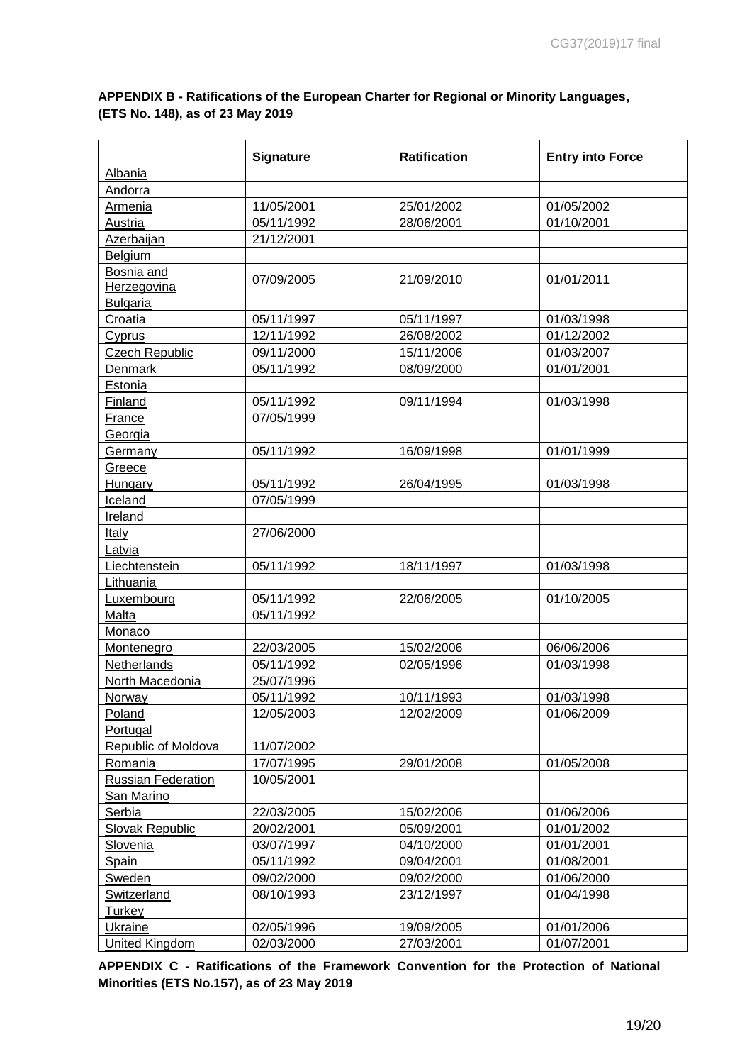**APPENDIX B - Ratifications of the European Charter for Regional or Minority Languages, (ETS No. 148), as of 23 May 2019**

| | Signature | Ratification | Entry into Force |
|---|---|---|---|
| Albania | | | |
| Andorra | | | |
| Armenia | 11/05/2001 | 25/01/2002 | 01/05/2002 |
| Austria | 05/11/1992 | 28/06/2001 | 01/10/2001 |
| Azerbaijan | 21/12/2001 | | |
| Belgium | | | |
| Bosnia and Herzegovina | 07/09/2005 | 21/09/2010 | 01/01/2011 |
| Bulgaria | | | |
| Croatia | 05/11/1997 | 05/11/1997 | 01/03/1998 |
| Cyprus | 12/11/1992 | 26/08/2002 | 01/12/2002 |
| Czech Republic | 09/11/2000 | 15/11/2006 | 01/03/2007 |
| Denmark | 05/11/1992 | 08/09/2000 | 01/01/2001 |
| Estonia | | | |
| Finland | 05/11/1992 | 09/11/1994 | 01/03/1998 |
| France | 07/05/1999 | | |
| Georgia | | | |
| Germany | 05/11/1992 | 16/09/1998 | 01/01/1999 |
| Greece | | | |
| Hungary | 05/11/1992 | 26/04/1995 | 01/03/1998 |
| Iceland | 07/05/1999 | | |
| Ireland | | | |
| Italy | 27/06/2000 | | |
| Latvia | | | |
| Liechtenstein | 05/11/1992 | 18/11/1997 | 01/03/1998 |
| Lithuania | | | |
| Luxembourg | 05/11/1992 | 22/06/2005 | 01/10/2005 |
| Malta | 05/11/1992 | | |
| Monaco | | | |
| Montenegro | 22/03/2005 | 15/02/2006 | 06/06/2006 |
| Netherlands | 05/11/1992 | 02/05/1996 | 01/03/1998 |
| North Macedonia | 25/07/1996 | | |
| Norway | 05/11/1992 | 10/11/1993 | 01/03/1998 |
| Poland | 12/05/2003 | 12/02/2009 | 01/06/2009 |
| Portugal | | | |
| Republic of Moldova | 11/07/2002 | | |
| Romania | 17/07/1995 | 29/01/2008 | 01/05/2008 |
| Russian Federation | 10/05/2001 | | |
| San Marino | | | |
| Serbia | 22/03/2005 | 15/02/2006 | 01/06/2006 |
| Slovak Republic | 20/02/2001 | 05/09/2001 | 01/01/2002 |
| Slovenia | 03/07/1997 | 04/10/2000 | 01/01/2001 |
| Spain | 05/11/1992 | 09/04/2001 | 01/08/2001 |
| Sweden | 09/02/2000 | 09/02/2000 | 01/06/2000 |
| Switzerland | 08/10/1993 | 23/12/1997 | 01/04/1998 |
| Turkey | | | |
| Ukraine | 02/05/1996 | 19/09/2005 | 01/01/2006 |
| United Kingdom | 02/03/2000 | 27/03/2001 | 01/07/2001 |

**APPENDIX C - Ratifications of the Framework Convention for the Protection of National Minorities (ETS No.157), as of 23 May 2019**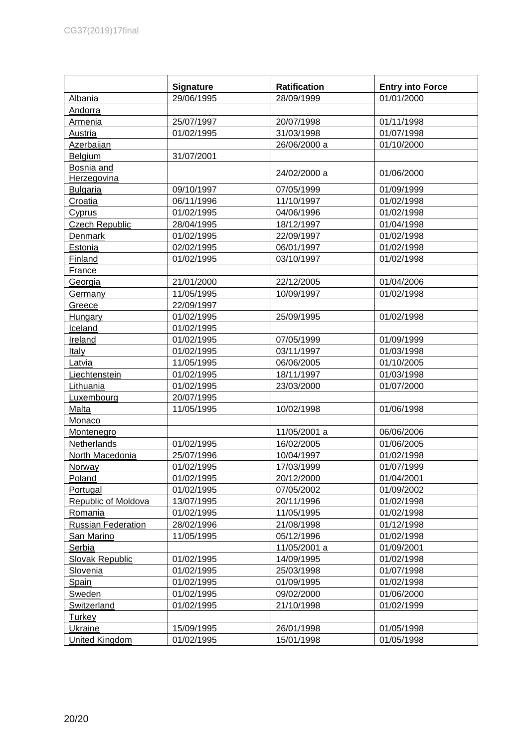| | Signature | Ratification | Entry into Force |
|---|---|---|---|
| Albania | 29/06/1995 | 28/09/1999 | 01/01/2000 |
| Andorra | | | |
| Armenia | 25/07/1997 | 20/07/1998 | 01/11/1998 |
| Austria | 01/02/1995 | 31/03/1998 | 01/07/1998 |
| Azerbaijan | | 26/06/2000 a | 01/10/2000 |
| Belgium | 31/07/2001 | | |
| Bosnia and Herzegovina | | 24/02/2000 a | 01/06/2000 |
| Bulgaria | 09/10/1997 | 07/05/1999 | 01/09/1999 |
| Croatia | 06/11/1996 | 11/10/1997 | 01/02/1998 |
| Cyprus | 01/02/1995 | 04/06/1996 | 01/02/1998 |
| Czech Republic | 28/04/1995 | 18/12/1997 | 01/04/1998 |
| Denmark | 01/02/1995 | 22/09/1997 | 01/02/1998 |
| Estonia | 02/02/1995 | 06/01/1997 | 01/02/1998 |
| Finland | 01/02/1995 | 03/10/1997 | 01/02/1998 |
| France | | | |
| Georgia | 21/01/2000 | 22/12/2005 | 01/04/2006 |
| Germany | 11/05/1995 | 10/09/1997 | 01/02/1998 |
| Greece | 22/09/1997 | | |
| Hungary | 01/02/1995 | 25/09/1995 | 01/02/1998 |
| Iceland | 01/02/1995 | | |
| Ireland | 01/02/1995 | 07/05/1999 | 01/09/1999 |
| Italy | 01/02/1995 | 03/11/1997 | 01/03/1998 |
| Latvia | 11/05/1995 | 06/06/2005 | 01/10/2005 |
| Liechtenstein | 01/02/1995 | 18/11/1997 | 01/03/1998 |
| Lithuania | 01/02/1995 | 23/03/2000 | 01/07/2000 |
| Luxembourg | 20/07/1995 | | |
| Malta | 11/05/1995 | 10/02/1998 | 01/06/1998 |
| Monaco | | | |
| Montenegro | | 11/05/2001 a | 06/06/2006 |
| Netherlands | 01/02/1995 | 16/02/2005 | 01/06/2005 |
| North Macedonia | 25/07/1996 | 10/04/1997 | 01/02/1998 |
| Norway | 01/02/1995 | 17/03/1999 | 01/07/1999 |
| Poland | 01/02/1995 | 20/12/2000 | 01/04/2001 |
| Portugal | 01/02/1995 | 07/05/2002 | 01/09/2002 |
| Republic of Moldova | 13/07/1995 | 20/11/1996 | 01/02/1998 |
| Romania | 01/02/1995 | 11/05/1995 | 01/02/1998 |
| Russian Federation | 28/02/1996 | 21/08/1998 | 01/12/1998 |
| San Marino | 11/05/1995 | 05/12/1996 | 01/02/1998 |
| Serbia | | 11/05/2001 a | 01/09/2001 |
| Slovak Republic | 01/02/1995 | 14/09/1995 | 01/02/1998 |
| Slovenia | 01/02/1995 | 25/03/1998 | 01/07/1998 |
| Spain | 01/02/1995 | 01/09/1995 | 01/02/1998 |
| Sweden | 01/02/1995 | 09/02/2000 | 01/06/2000 |
| Switzerland | 01/02/1995 | 21/10/1998 | 01/02/1999 |
| Turkey | | | |
| Ukraine | 15/09/1995 | 26/01/1998 | 01/05/1998 |
| United Kingdom | 01/02/1995 | 15/01/1998 | 01/05/1998 |